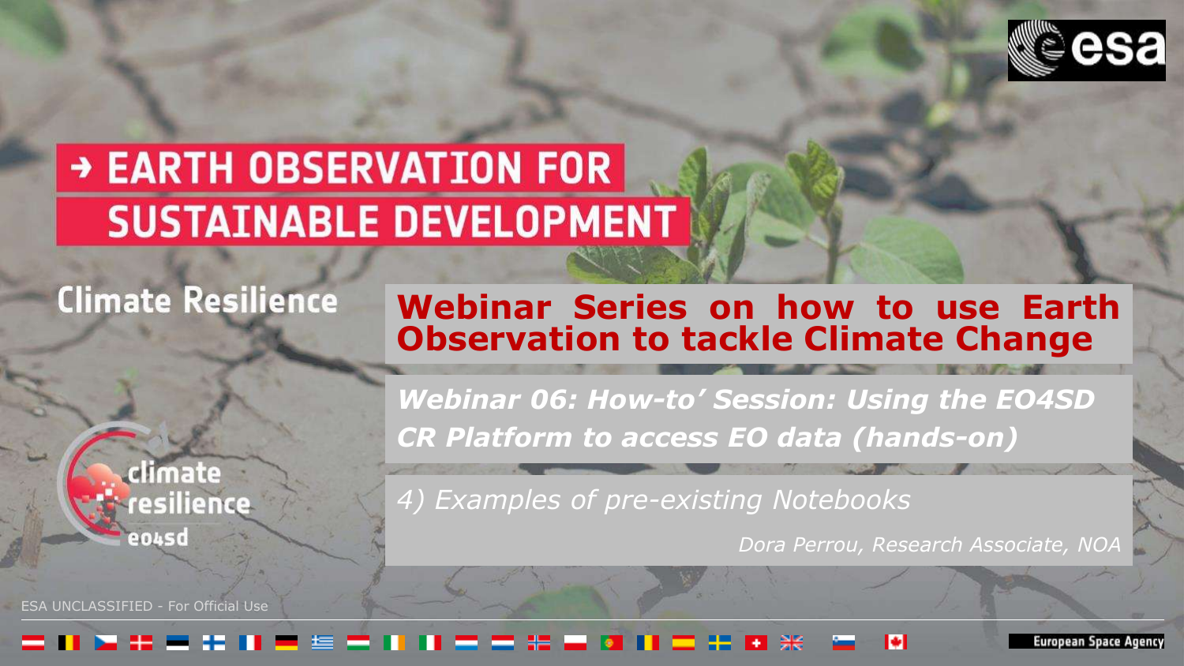# → EARTH OBSERVATION FOR SUSTAINABLE DEVELOPMENT

## Climate Resilience

## Webinar Series on how to use Earth Observation to tackle Climate Change

***Webinar 06: How-to' Session: Using the EO4SD CR Platform to access EO data (hands-on)***

*4) Examples of pre-existing Notebooks*

*Dora Perrou, Research Associate, NOA*

climate resilience eo4sd

ESA UNCLASSIFIED - For Official Use

European Space Agency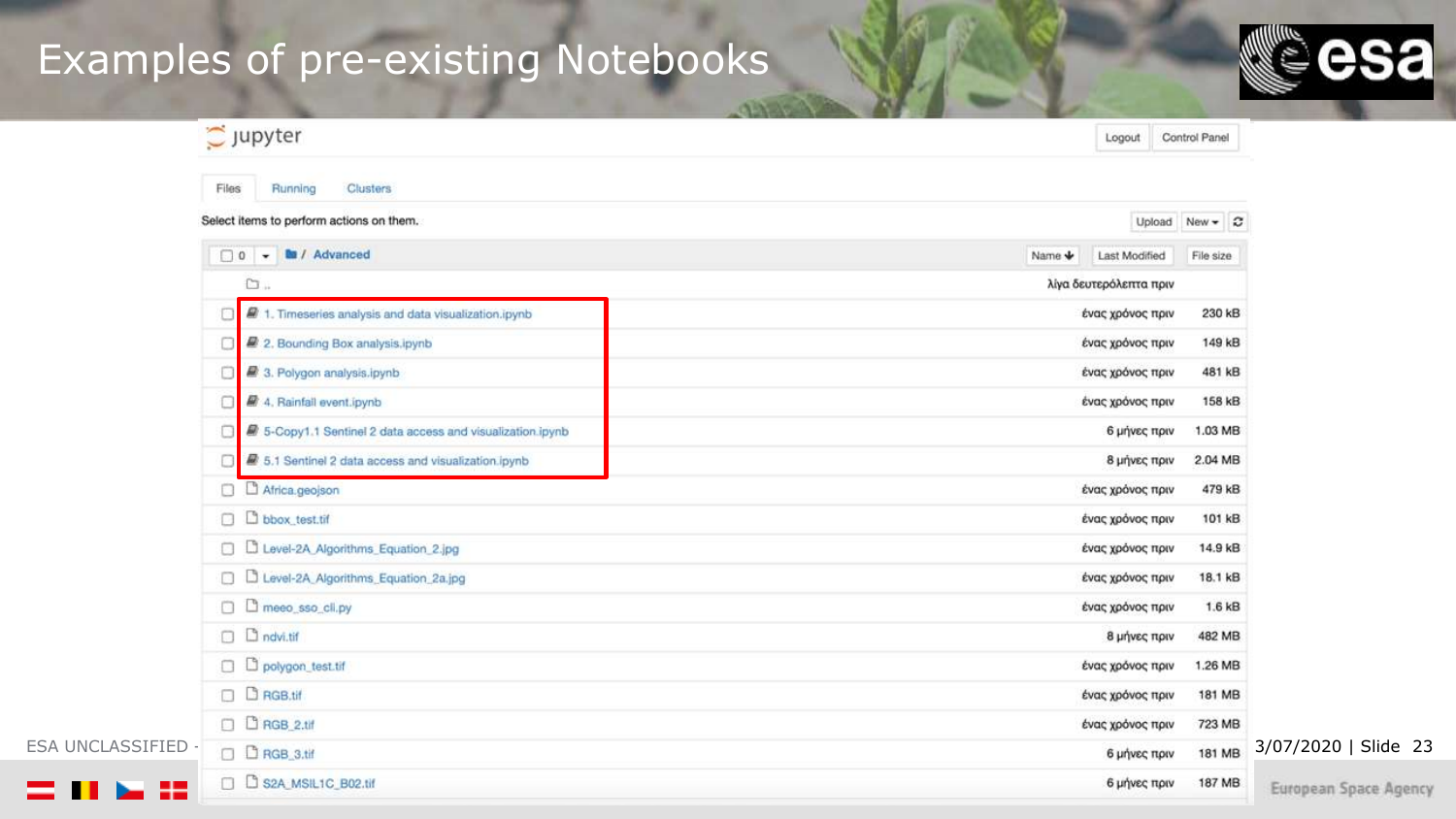# Examples of pre-existing Notebooks

jupyter

Logout | Control Panel

Files | Running | Clusters

Select items to perform actions on them.

Upload | New | ⟳

0 / Advanced

| Name | Last Modified | File size |
|---|---|---|
| .. | λίγα δευτερόλεπτα πριν | |
| 1. Timeseries analysis and data visualization.ipynb | ένας χρόνος πριν | 230 kB |
| 2. Bounding Box analysis.ipynb | ένας χρόνος πριν | 149 kB |
| 3. Polygon analysis.ipynb | ένας χρόνος πριν | 481 kB |
| 4. Rainfall event.ipynb | ένας χρόνος πριν | 158 kB |
| 5-Copy1.1 Sentinel 2 data access and visualization.ipynb | 6 μήνες πριν | 1.03 MB |
| 5.1 Sentinel 2 data access and visualization.ipynb | 8 μήνες πριν | 2.04 MB |
| Africa.geojson | ένας χρόνος πριν | 479 kB |
| bbox_test.tif | ένας χρόνος πριν | 101 kB |
| Level-2A_Algorithms_Equation_2.jpg | ένας χρόνος πριν | 14.9 kB |
| Level-2A_Algorithms_Equation_2a.jpg | ένας χρόνος πριν | 18.1 kB |
| meeo_sso_cli.py | ένας χρόνος πριν | 1.6 kB |
| ndvi.tif | 8 μήνες πριν | 482 MB |
| polygon_test.tif | ένας χρόνος πριν | 1.26 MB |
| RGB.tif | ένας χρόνος πριν | 181 MB |
| RGB_2.tif | ένας χρόνος πριν | 723 MB |
| RGB_3.tif | 6 μήνες πριν | 181 MB |
| S2A_MSIL1C_B02.tif | 6 μήνες πριν | 187 MB |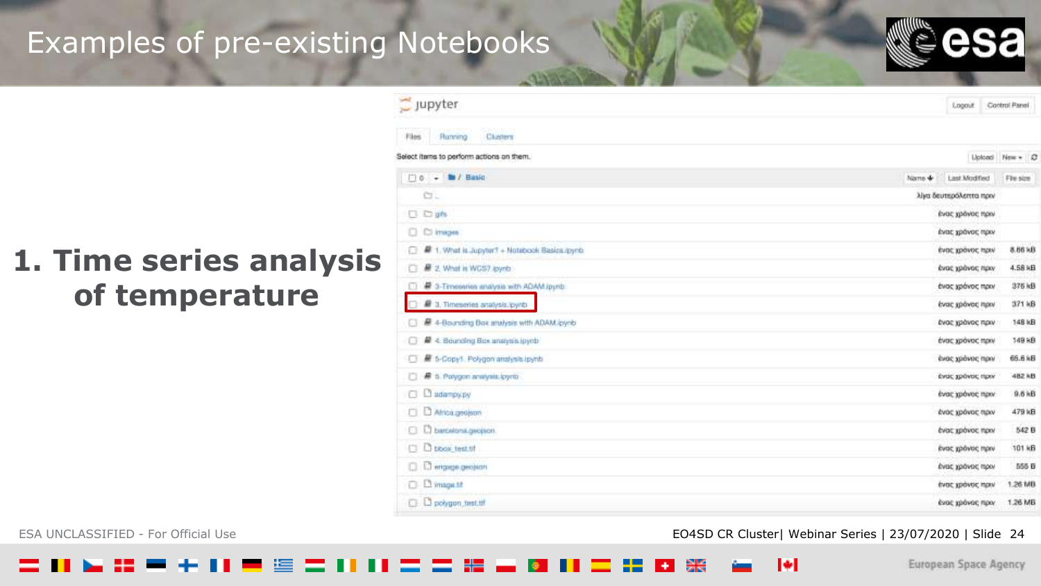# Examples of pre-existing Notebooks

## 1. Time series analysis of temperature

jupyter

Logout | Control Panel

Files | Running | Clusters

Select items to perform actions on them.

Upload | New

| / Basic | Name | Last Modified | File size |
|---|---|---|---|
| .. | | λίγα δευτερόλεπτα πριν | |
| gifs | | ένας χρόνος πριν | |
| images | | ένας χρόνος πριν | |
| 1. What is Jupyter? + Notebook Basics.ipynb | | ένας χρόνος πριν | 8.86 kB |
| 2. What is WCS?.ipynb | | ένας χρόνος πριν | 4.58 kB |
| 3-Timeseries analysis with ADAM.ipynb | | ένας χρόνος πριν | 376 kB |
| 3. Timeseries analysis.ipynb | | ένας χρόνος πριν | 371 kB |
| 4-Bounding Box analysis with ADAM.ipynb | | ένας χρόνος πριν | 148 kB |
| 4. Bounding Box analysis.ipynb | | ένας χρόνος πριν | 149 kB |
| 5-Copy1. Polygon analysis.ipynb | | ένας χρόνος πριν | 65.6 kB |
| 5. Polygon analysis.ipynb | | ένας χρόνος πριν | 482 kB |
| adampy.py | | ένας χρόνος πριν | 9.6 kB |
| Africa.geojson | | ένας χρόνος πριν | 479 kB |
| barcelona.geojson | | ένας χρόνος πριν | 542 B |
| bbox_test.tif | | ένας χρόνος πριν | 101 kB |
| engage.geojson | | ένας χρόνος πριν | 555 B |
| image.tif | | ένας χρόνος πριν | 1.26 MB |
| polygon_test.tif | | ένας χρόνος πριν | 1.26 MB |

ESA UNCLASSIFIED - For Official Use

EO4SD CR Cluster| Webinar Series | 23/07/2020 | Slide 24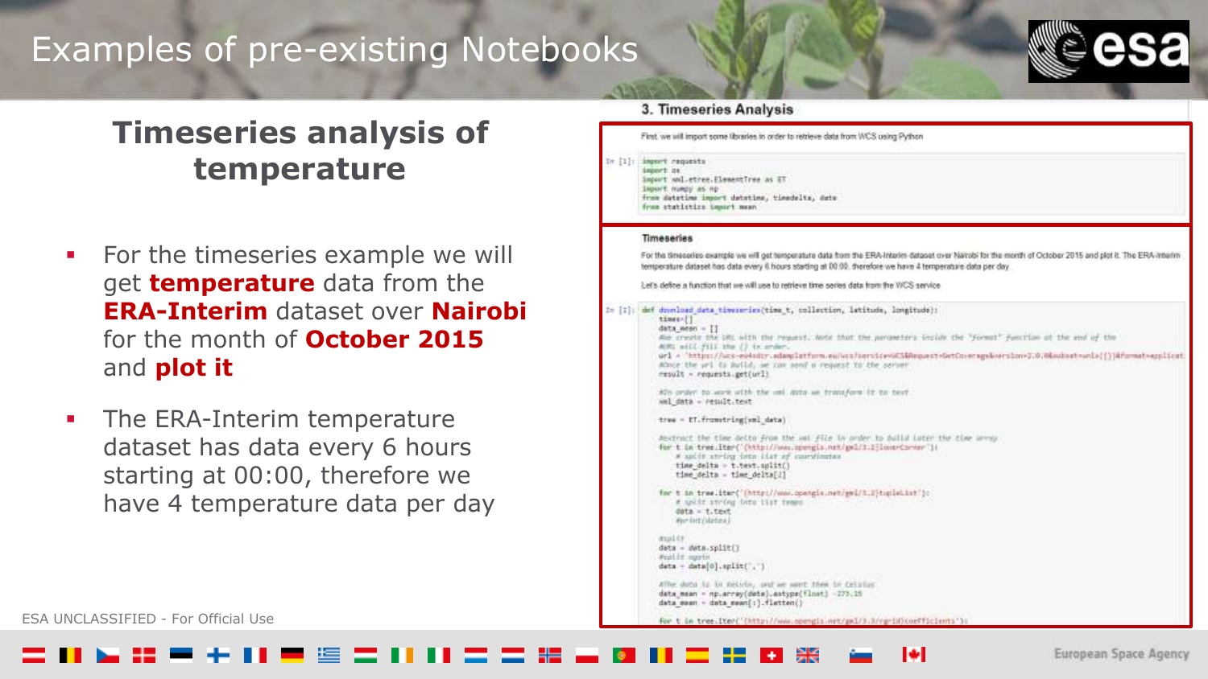# Examples of pre-existing Notebooks

## Timeseries analysis of temperature

- For the timeseries example we will get **temperature** data from the **ERA-Interim** dataset over **Nairobi** for the month of **October 2015** and **plot it**
- The ERA-Interim temperature dataset has data every 6 hours starting at 00:00, therefore we have 4 temperature data per day

### 3. Timeseries Analysis

First we will import some libraries in order to retrieve data from WCS using Python

```
In [1]: import requests
        import os
        import xml.etree.ElementTree as ET
        import numpy as np
        from datetime import datetime, timedelta, date
        from statistics import mean
```

**Timeseries**

For the timeseries example we will get temperature data from the ERA-Interim dataset over Nairobi for the month of October 2015 and plot it. The ERA-Interim temperature dataset has data every 6 hours starting at 00:00, therefore we have 4 temperature data per day

Let's define a function that we will use to retrieve time series data from the WCS service

```
In [2]: def download_data_timeseries(time_t, collection, latitude, longitude):
            times=[]
            data_mean = []
            #We create the URL with the request. Note that the parameters inside the "format" function at the end of the
            #URL will fill the {} in order.
            url = 'https://ucs-eo4sdcr.adamplatform.eu/ucs?service=WCS&Request=GetCoverage&version=2.0.0&subset=unix({})&format=applicat
            #Once the url is build, we can send a request to the server
            result = requests.get(url)

            #In order to work with the xml data we transform it to text
            xml_data = result.text

            tree = ET.fromstring(xml_data)

            #extract the time delta from the xml file in order to build later the time array
            for t in tree.iter('{http://www.opengis.net/gml/3.2}lowerCorner'):
                # split string into list of coordinates
                time_delta = t.text.split()
                time_delta = time_delta[2]

            for t in tree.iter('{http://www.opengis.net/gml/3.2}tupleList'):
                # split string into list temps
                data = t.text
                #print(data)

            #split
            data = data.split()
            #split again
            data = data[0].split(',')

            #The data is in Kelvin, and we want them in Celsius
            data_mean = np.array(data).astype(float) -273.15
            data_mean = data_mean[:].flatten()

            for t in tree.iter('{http://www.opengis.net/gml/3.3/rgrid}coefficients'):
```

ESA UNCLASSIFIED - For Official Use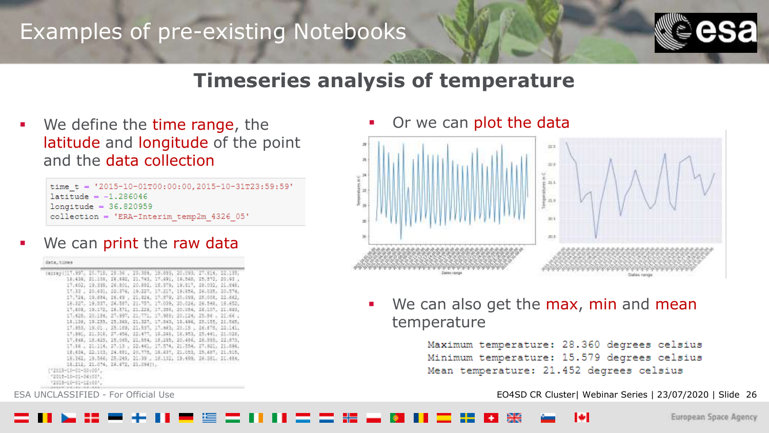# Examples of pre-existing Notebooks

## Timeseries analysis of temperature

- We define the time range, the latitude and longitude of the point and the data collection

```
time_t = '2015-10-01T00:00:00,2015-10-31T23:59:59'
latitude = -1.286046
longitude = 36.820959
collection = 'ERA-Interim_temp2m_4326_05'
```

- We can print the raw data

- Or we can plot the data

- We can also get the max, min and mean temperature

```
Maximum temperature: 28.360 degrees celsius
Minimum temperature: 15.579 degrees celsius
Mean temperature: 21.452 degrees celsius
```

ESA UNCLASSIFIED - For Official Use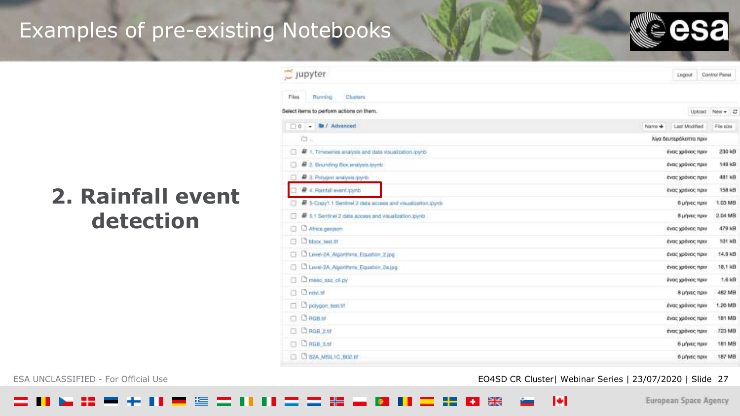# Examples of pre-existing Notebooks

## 2. Rainfall event detection

jupyter

Files | Running | Clusters

Select items to perform actions on them.

/ Advanced

| Name | Last Modified | File size |
|---|---|---|
| .. | λίγα δευτερόλεπτα πριν | |
| 1. Timeseries analysis and data visualization.ipynb | ένας χρόνος πριν | 230 kB |
| 2. Bounding Box analysis.ipynb | ένας χρόνος πριν | 149 kB |
| 3. Polygon analysis.ipynb | ένας χρόνος πριν | 481 kB |
| 4. Rainfall event.ipynb | ένας χρόνος πριν | 158 kB |
| 5-Copy1.1 Sentinel 2 data access and visualization.ipynb | 6 μήνες πριν | 1.03 MB |
| 5.1 Sentinel 2 data access and visualization.ipynb | 8 μήνες πριν | 2.04 MB |
| Africa.geojson | ένας χρόνος πριν | 479 kB |
| bbox_test.tif | ένας χρόνος πριν | 101 kB |
| Level-2A_Algorithms_Equation_2.jpg | ένας χρόνος πριν | 14.9 kB |
| Level-2A_Algorithms_Equation_2a.jpg | ένας χρόνος πριν | 18.1 kB |
| meeo_sso_cli.py | ένας χρόνος πριν | 1.6 kB |
| ndvi.tif | 8 μήνες πριν | 482 MB |
| polygon_test.tif | ένας χρόνος πριν | 1.26 MB |
| RGB.tif | ένας χρόνος πριν | 181 MB |
| RGB_2.tif | ένας χρόνος πριν | 723 MB |
| RGB_3.tif | 6 μήνες πριν | 181 MB |
| S2A_MSIL1C_B02.tif | 6 μήνες πριν | 187 MB |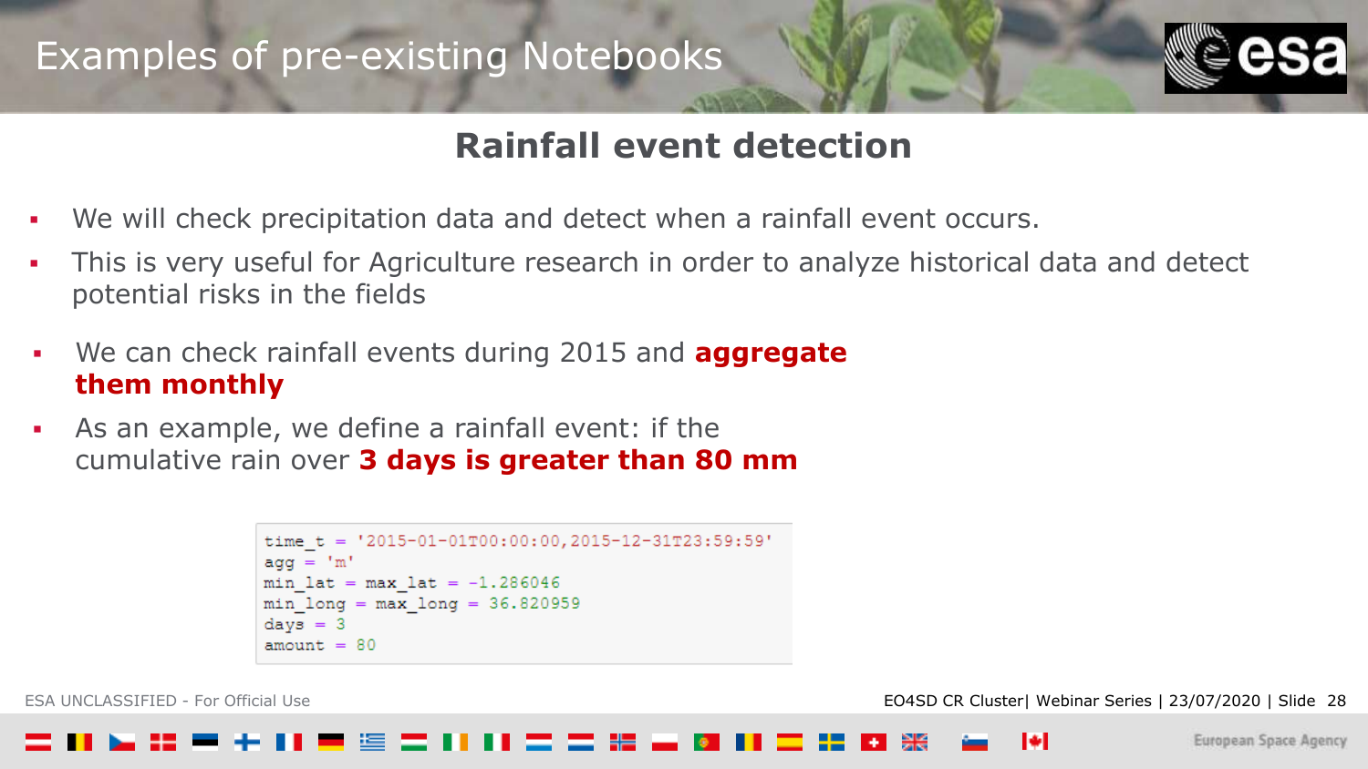# Examples of pre-existing Notebooks

## Rainfall event detection

- We will check precipitation data and detect when a rainfall event occurs.
- This is very useful for Agriculture research in order to analyze historical data and detect potential risks in the fields

- We can check rainfall events during 2015 and **aggregate them monthly**
- As an example, we define a rainfall event: if the cumulative rain over **3 days is greater than 80 mm**

```
time_t = '2015-01-01T00:00:00,2015-12-31T23:59:59'
agg = 'm'
min_lat = max_lat = -1.286046
min_long = max_long = 36.820959
days = 3
amount = 80
```

ESA UNCLASSIFIED - For Official Use

EO4SD CR Cluster| Webinar Series | 23/07/2020 | Slide 28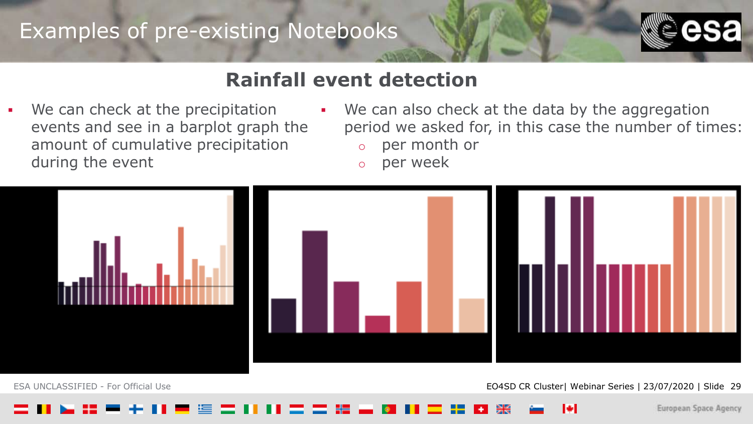# Examples of pre-existing Notebooks

## Rainfall event detection

- We can check at the precipitation events and see in a barplot graph the amount of cumulative precipitation during the event

- We can also check at the data by the aggregation period we asked for, in this case the number of times:
  - per month or
  - per week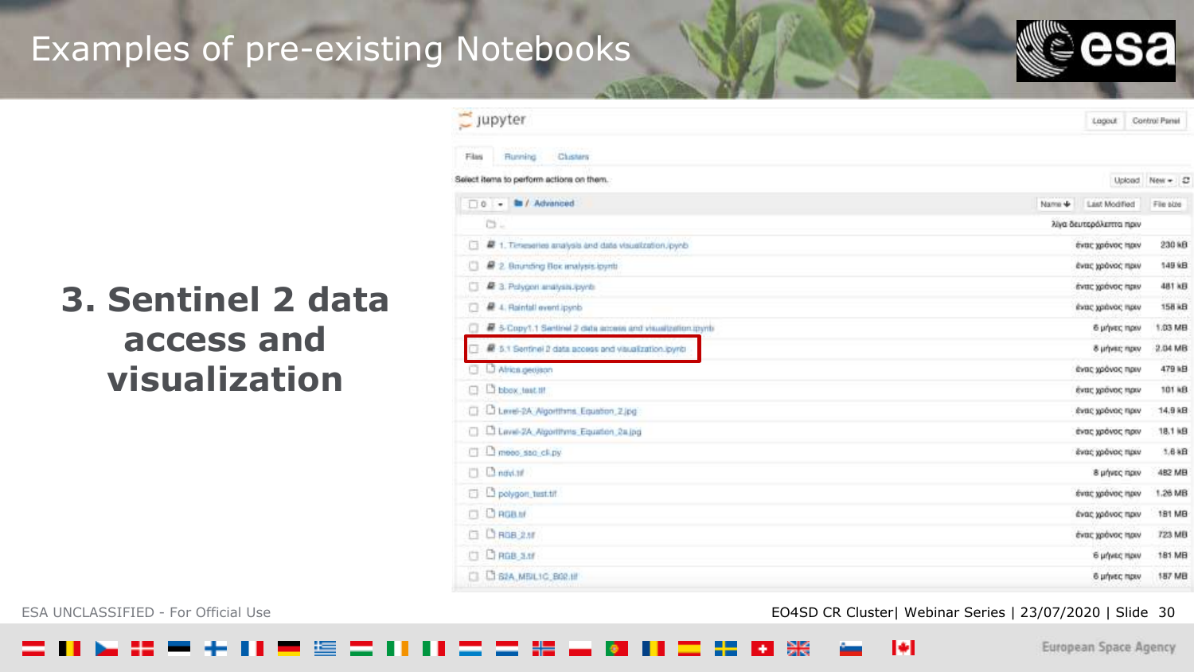# Examples of pre-existing Notebooks

## 3. Sentinel 2 data access and visualization

jupyter

Logout | Control Panel

Files | Running | Clusters

Select items to perform actions on them.

Upload | New

| 0 / Advanced | Name | Last Modified | File size |
| --- | --- | --- | --- |
| .. | λίγα δευτερόλεπτα πριν | |
| 1. Timeseries analysis and data visualization.ipynb | ένας χρόνος πριν | 230 kB |
| 2. Bounding Box analysis.ipynb | ένας χρόνος πριν | 149 kB |
| 3. Polygon analysis.ipynb | ένας χρόνος πριν | 481 kB |
| 4. Rainfall event.ipynb | ένας χρόνος πριν | 158 kB |
| 5-Copy1.1 Sentinel 2 data access and visualization.ipynb | 6 μήνες πριν | 1.03 MB |
| 5.1 Sentinel 2 data access and visualization.ipynb | 8 μήνες πριν | 2.04 MB |
| Africa.geojson | ένας χρόνος πριν | 479 kB |
| bbox_test.tif | ένας χρόνος πριν | 101 kB |
| Level-2A_Algorithms_Equation_2.jpg | ένας χρόνος πριν | 14.9 kB |
| Level-2A_Algorithms_Equation_2a.jpg | ένας χρόνος πριν | 18.1 kB |
| meeo_sso_cli.py | ένας χρόνος πριν | 1.6 kB |
| ndvi.tif | 8 μήνες πριν | 482 MB |
| polygon_test.tif | ένας χρόνος πριν | 1.26 MB |
| RGB.tif | ένας χρόνος πριν | 181 MB |
| RGB_2.tif | ένας χρόνος πριν | 723 MB |
| RGB_3.tif | 6 μήνες πριν | 181 MB |
| S2A_MSIL1C_B02.tif | 6 μήνες πριν | 187 MB |

ESA UNCLASSIFIED - For Official Use

EO4SD CR Cluster| Webinar Series | 23/07/2020 | Slide 30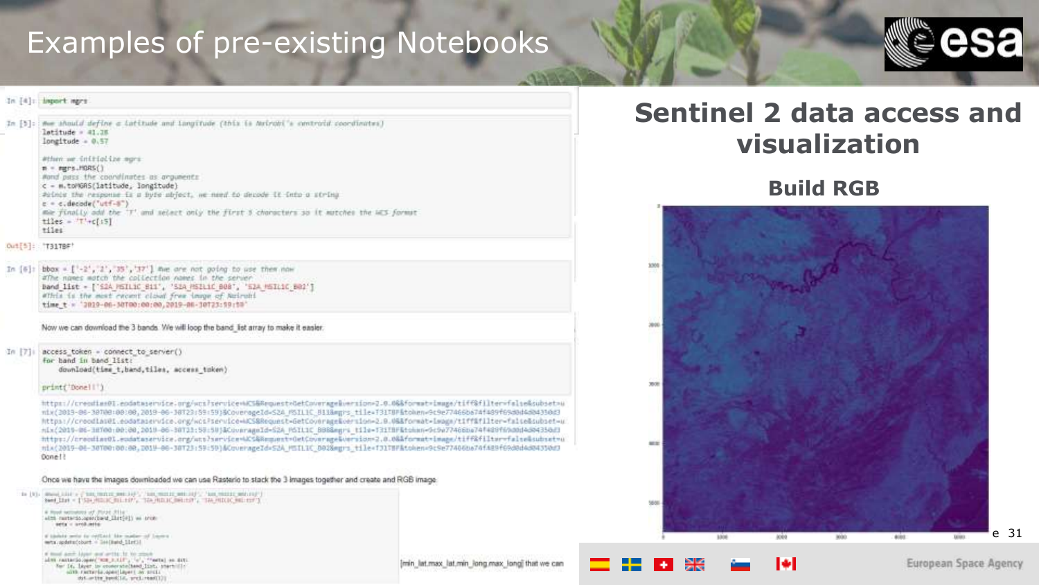# Examples of pre-existing Notebooks

```
In [4]: import mgrs
```

```
In [5]: #we should define a latitude and longitude (this is Nairobi's centroid coordinates)
latitude = 41.28
longitude = 0.57

#then we initialize mgrs
m = mgrs.MGRS()
#and pass the coordinates as arguments
c = m.toMGRS(latitude, longitude)
#since the response is a byte object, we need to decode it into a string
c = c.decode("utf-8")
#we finally add the 'T' and select only the first 5 characters so it matches the WCS format
tiles = 'T'+c[:5]
tiles
```

```
Out[5]: 'T31TBF'
```

```
In [6]: bbox = ['-2','2','35','37'] #we are not going to use them now
#The names match the collection names in the server
band_list = ['S2A_MSIL1C_B11', 'S2A_MSIL1C_B08', 'S2A_MSIL1C_B02']
#This is the most recent cloud free image of Nairobi
time_t = '2019-06-30T00:00:00,2019-06-30T23:59:59'
```

Now we can download the 3 bands. We will loop the band_list array to make it easier.

```
In [7]: access_token = connect_to_server()
for band in band_list:
    download(time_t,band,tiles, access_token)

print('Done!!')
```

```
https://creodias01.eodataservice.org/wcs?service=WCS&Request=GetCoverage&version=2.0.0&&format=image/tiff&filter=false&subset=unix(2019-06-30T00:00:00,2019-06-30T23:59:59)&CoverageId=S2A_MSIL1C_B11&mgrs_tile=T31TBF&token=9c9e77466ba74f489f69d0d4d04350d3
https://creodias01.eodataservice.org/wcs?service=WCS&Request=GetCoverage&version=2.0.0&&format=image/tiff&filter=false&subset=unix(2019-06-30T00:00:00,2019-06-30T23:59:59)&CoverageId=S2A_MSIL1C_B08&mgrs_tile=T31TBF&token=9c9e77466ba74f489f69d0d4d04350d3
https://creodias01.eodataservice.org/wcs?service=WCS&Request=GetCoverage&version=2.0.0&&format=image/tiff&filter=false&subset=unix(2019-06-30T00:00:00,2019-06-30T23:59:59)&CoverageId=S2A_MSIL1C_B02&mgrs_tile=T31TBF&token=9c9e77466ba74f489f69d0d4d04350d3
Done!!
```

Once we have the images downloaded we can use Rasterio to stack the 3 images together and create and RGB image.

```
In [9]: band_list = ['S2A_MSIL1C_B11.tif', 'S2A_MSIL1C_B08.tif', 'S2A_MSIL1C_B02.tif']
band_list = ['S2A_MSIL1C_B11.tif', 'S2A_MSIL1C_B08.tif', 'S2A_MSIL1C_B02.tif']

# Read metadata of first file
with rasterio.open(band_list[0]) as src0:
    meta = src0.meta

# Update meta to reflect the number of layers
meta.update(count = len(band_list))

# Read each layer and write it to stack
with rasterio.open('RGB_3.tif', 'w', **meta) as dst:
    for id, layer in enumerate(band_list, start=1):
        with rasterio.open(layer) as src1:
            dst.write_band(id, src1.read(1))
```

[min_lat,max_lat,min_long,max_long] that we can

## Sentinel 2 data access and visualization

### Build RGB

European Space Agency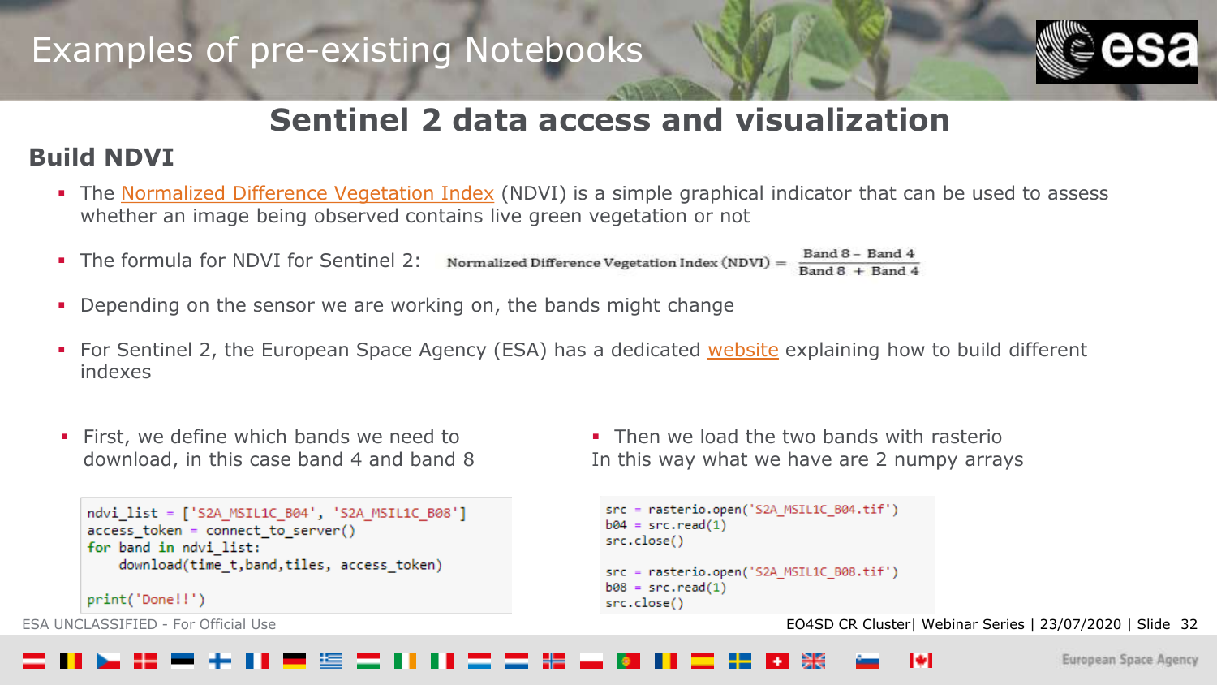# Examples of pre-existing Notebooks

## Sentinel 2 data access and visualization

### Build NDVI

- The Normalized Difference Vegetation Index (NDVI) is a simple graphical indicator that can be used to assess whether an image being observed contains live green vegetation or not
- The formula for NDVI for Sentinel 2: $\text{Normalized Difference Vegetation Index (NDVI)} = \frac{\text{Band 8} - \text{Band 4}}{\text{Band 8} + \text{Band 4}}$
- Depending on the sensor we are working on, the bands might change
- For Sentinel 2, the European Space Agency (ESA) has a dedicated website explaining how to build different indexes

- First, we define which bands we need to download, in this case band 4 and band 8

```
ndvi_list = ['S2A_MSIL1C_B04', 'S2A_MSIL1C_B08']
access_token = connect_to_server()
for band in ndvi_list:
    download(time_t,band,tiles, access_token)

print('Done!!')
```

- Then we load the two bands with rasterio

In this way what we have are 2 numpy arrays

```
src = rasterio.open('S2A_MSIL1C_B04.tif')
b04 = src.read(1)
src.close()

src = rasterio.open('S2A_MSIL1C_B08.tif')
b08 = src.read(1)
src.close()
```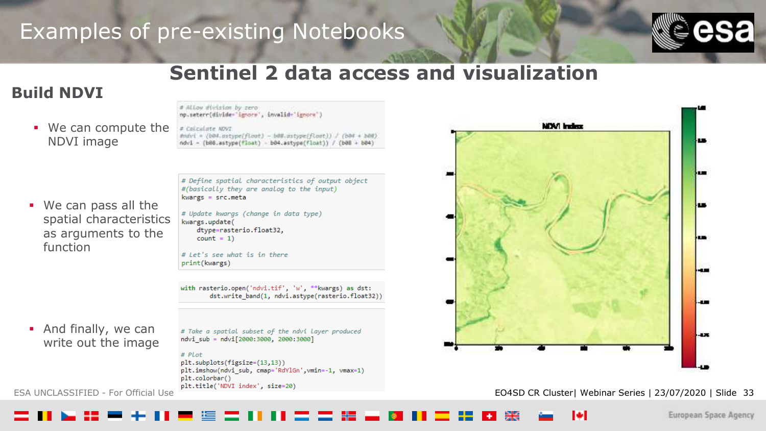# Examples of pre-existing Notebooks

## Sentinel 2 data access and visualization

### Build NDVI

- We can compute the NDVI image

```
# Allow division by zero
np.seterr(divide='ignore', invalid='ignore')

# Calculate NDVI
#ndvi = (b04.astype(float) - b08.astype(float)) / (b04 + b08)
ndvi = (b08.astype(float) - b04.astype(float)) / (b08 + b04)
```

- We can pass all the spatial characteristics as arguments to the function

```
# Define spatial characteristics of output object
#(basically they are analog to the input)
kwargs = src.meta

# Update kwargs (change in data type)
kwargs.update(
    dtype=rasterio.float32,
    count = 1)

# Let's see what is in there
print(kwargs)
```

```
with rasterio.open('ndvi.tif', 'w', **kwargs) as dst:
        dst.write_band(1, ndvi.astype(rasterio.float32))
```

- And finally, we can write out the image

```
# Take a spatial subset of the ndvi layer produced
ndvi_sub = ndvi[2000:3000, 2000:3000]

# Plot
plt.subplots(figsize=(13,13))
plt.imshow(ndvi_sub, cmap='RdYlGn',vmin=-1, vmax=1)
plt.colorbar()
plt.title('NDVI index', size=20)
```

ESA UNCLASSIFIED - For Official Use

EO4SD CR Cluster| Webinar Series | 23/07/2020 | Slide 33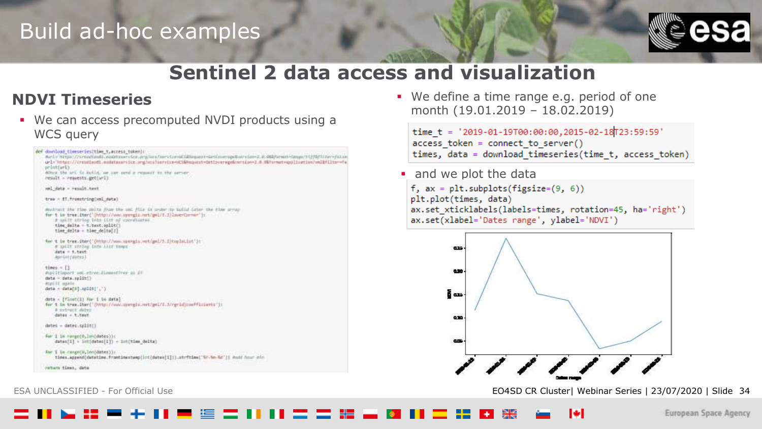# Build ad-hoc examples

## Sentinel 2 data access and visualization

### NDVI Timeseries

- We can access precomputed NVDI products using a WCS query

```
def download_timeseries(time_t,access_token):
    #url='https://creodiasdl.eodataservice.org/wcs?service=WCS&request=GetCoverage&version=2.0.0&format=image/tiff&filter=fulle
    url='https://creodiasdl.eodataservice.org/wcs?service=WCS&request=GetCoverage&version=2.0.0&format=application/xml&filter=fe
    print(url)
    #Once the url is build, we can send a request to the server
    result = requests.get(url)

    xml_data = result.text

    tree = ET.fromstring(xml_data)

    #extract the time delta from the xml file in order to build later the time array
    for t in tree.iter('{http://www.opengis.net/gml/3.2}lowerCorner'):
        # split string into list of coordinates
        time_delta = t.text.split()
        time_delta = time_delta[2]

    for t in tree.iter('{http://www.opengis.net/gml/3.2}tupleList'):
        # split string into list temps
        data = t.text
        #print(data)

    times = []
    #splitimport xml.etree.ElementTree as ET
    data = data.split()
    #split again
    data = data[0].split(',')

    data = [float(i) for i in data]
    for t in tree.iter('{http://www.opengis.net/gml/3.3/rgrid}coefficients'):
        # extract dates
        dates = t.text

    dates = dates.split()

    for i in range(0,len(dates)):
        dates[i] = int(dates[i]) + int(time_delta)

    for i in range(0,len(dates)):
        times.append(datetime.fromtimestamp(int(dates[i])).strftime('%Y-%m-%d')) #add hour min

    return times, data
```

- We define a time range e.g. period of one month (19.01.2019 – 18.02.2019)

```
time_t = '2019-01-19T00:00:00,2015-02-18T23:59:59'
access_token = connect_to_server()
times, data = download_timeseries(time_t, access_token)
```

- and we plot the data

```
f, ax = plt.subplots(figsize=(9, 6))
plt.plot(times, data)
ax.set_xticklabels(labels=times, rotation=45, ha='right')
ax.set(xlabel='Dates range', ylabel='NDVI')
```

0.25
0.20
0.15
0.10
0.05
NDVI
Dates range

ESA UNCLASSIFIED - For Official Use